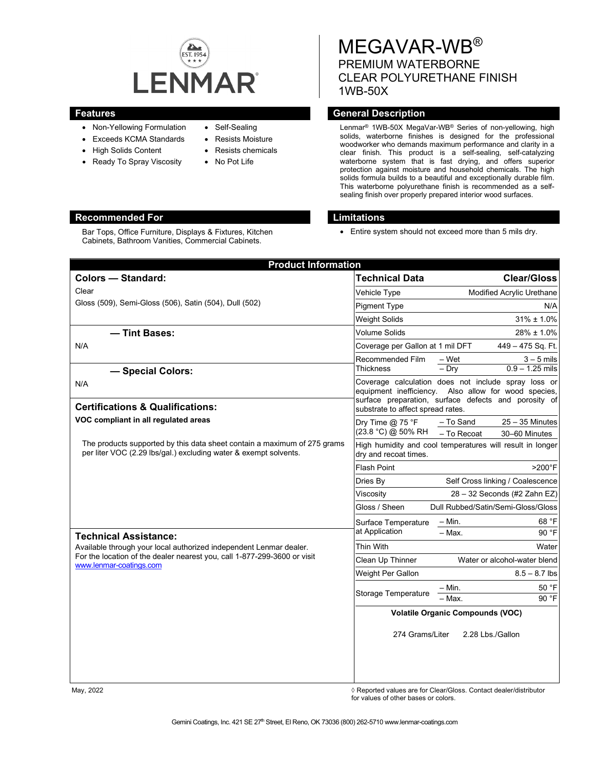LENMAR®

EST. 1954

# MEGAVAR-WB®

## PREMIUM WATERBORNE CLEAR POLYURETHANE FINISH 1WB-50X

## Features

- Non-Yellowing Formulation
- Exceeds KCMA Standards
- High Solids Content
- Ready To Spray Viscosity
- Self-Sealing
- Resists Moisture
- Resists chemicals
- No Pot Life

## General Description

Lenmar® 1WB-50X MegaVar-WB® Series of non-yellowing, high solids, waterborne finishes is designed for the professional woodworker who demands maximum performance and clarity in a clear finish. This product is a self-sealing, self-catalyzing waterborne system that is fast drying, and offers superior protection against moisture and household chemicals. The high solids formula builds to a beautiful and exceptionally durable film. This waterborne polyurethane finish is recommended as a self-sealing finish over properly prepared interior wood surfaces.

## Recommended For

Bar Tops, Office Furniture, Displays & Fixtures, Kitchen Cabinets, Bathroom Vanities, Commercial Cabinets.

## Limitations

- Entire system should not exceed more than 5 mils dry.

## Product Information

### Colors — Standard:

Clear

Gloss (509), Semi-Gloss (506), Satin (504), Dull (502)

### — Tint Bases:

N/A

### — Special Colors:

N/A

### Certifications & Qualifications:

**VOC compliant in all regulated areas**

The products supported by this data sheet contain a maximum of 275 grams per liter VOC (2.29 lbs/gal.) excluding water & exempt solvents.

### Technical Assistance:

Available through your local authorized independent Lenmar dealer. For the location of the dealer nearest you, call 1-877-299-3600 or visit www.lenmar-coatings.com

| Technical Data | | Clear/Gloss |
|---|---|---|
| Vehicle Type | | Modified Acrylic Urethane |
| Pigment Type | | N/A |
| Weight Solids | | 31% ± 1.0% |
| Volume Solids | | 28% ± 1.0% |
| Coverage per Gallon at 1 mil DFT | | 449 – 475 Sq. Ft. |
| Recommended Film Thickness | – Wet | 3 – 5 mils |
| | – Dry | 0.9 – 1.25 mils |
| Coverage calculation does not include spray loss or equipment inefficiency. Also allow for wood species, surface preparation, surface defects and porosity of substrate to affect spread rates. | | |
| Dry Time @ 75 °F (23.8 °C) @ 50% RH | – To Sand | 25 – 35 Minutes |
| | – To Recoat | 30–60 Minutes |
| High humidity and cool temperatures will result in longer dry and recoat times. | | |
| Flash Point | | >200°F |
| Dries By | | Self Cross linking / Coalescence |
| Viscosity | | 28 – 32 Seconds (#2 Zahn EZ) |
| Gloss / Sheen | | Dull Rubbed/Satin/Semi-Gloss/Gloss |
| Surface Temperature at Application | – Min. | 68 °F |
| | – Max. | 90 °F |
| Thin With | | Water |
| Clean Up Thinner | | Water or alcohol-water blend |
| Weight Per Gallon | | 8.5 – 8.7 lbs |
| Storage Temperature | – Min. | 50 °F |
| | – Max. | 90 °F |

**Volatile Organic Compounds (VOC)**

274 Grams/Liter    2.28 Lbs./Gallon

May, 2022

◊ Reported values are for Clear/Gloss. Contact dealer/distributor for values of other bases or colors.

Gemini Coatings, Inc. 421 SE 27th Street, El Reno, OK 73036 (800) 262-5710 www.lenmar-coatings.com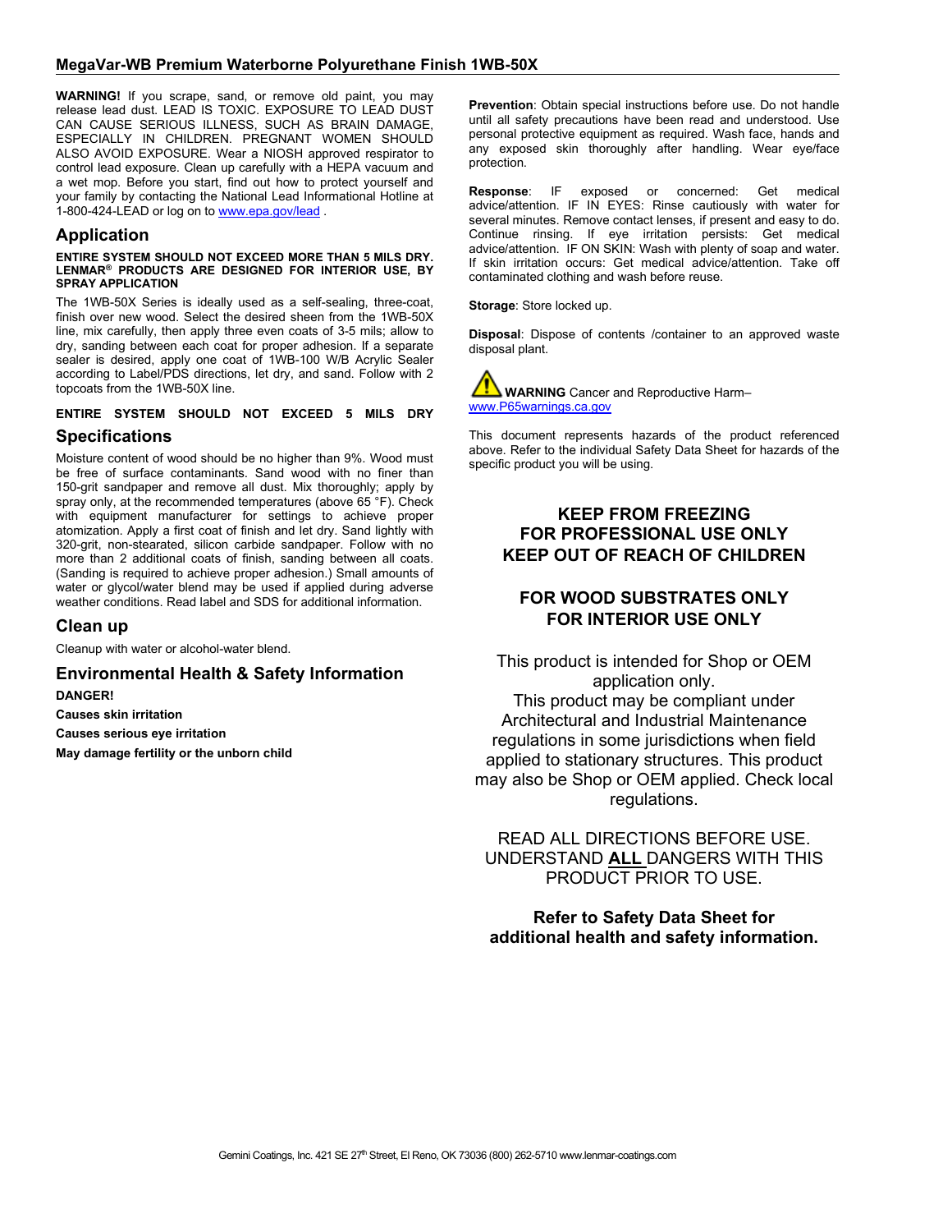# MegaVar-WB Premium Waterborne Polyurethane Finish 1WB-50X

**WARNING!** If you scrape, sand, or remove old paint, you may release lead dust. LEAD IS TOXIC. EXPOSURE TO LEAD DUST CAN CAUSE SERIOUS ILLNESS, SUCH AS BRAIN DAMAGE, ESPECIALLY IN CHILDREN. PREGNANT WOMEN SHOULD ALSO AVOID EXPOSURE. Wear a NIOSH approved respirator to control lead exposure. Clean up carefully with a HEPA vacuum and a wet mop. Before you start, find out how to protect yourself and your family by contacting the National Lead Informational Hotline at 1-800-424-LEAD or log on to www.epa.gov/lead .

## Application

**ENTIRE SYSTEM SHOULD NOT EXCEED MORE THAN 5 MILS DRY. LENMAR® PRODUCTS ARE DESIGNED FOR INTERIOR USE, BY SPRAY APPLICATION**

The 1WB-50X Series is ideally used as a self-sealing, three-coat, finish over new wood. Select the desired sheen from the 1WB-50X line, mix carefully, then apply three even coats of 3-5 mils; allow to dry, sanding between each coat for proper adhesion. If a separate sealer is desired, apply one coat of 1WB-100 W/B Acrylic Sealer according to Label/PDS directions, let dry, and sand. Follow with 2 topcoats from the 1WB-50X line.

**ENTIRE SYSTEM SHOULD NOT EXCEED 5 MILS DRY**

## Specifications

Moisture content of wood should be no higher than 9%. Wood must be free of surface contaminants. Sand wood with no finer than 150-grit sandpaper and remove all dust. Mix thoroughly; apply by spray only, at the recommended temperatures (above 65 °F). Check with equipment manufacturer for settings to achieve proper atomization. Apply a first coat of finish and let dry. Sand lightly with 320-grit, non-stearated, silicon carbide sandpaper. Follow with no more than 2 additional coats of finish, sanding between all coats. (Sanding is required to achieve proper adhesion.) Small amounts of water or glycol/water blend may be used if applied during adverse weather conditions. Read label and SDS for additional information.

## Clean up

Cleanup with water or alcohol-water blend.

## Environmental Health & Safety Information

**DANGER!**

**Causes skin irritation**

**Causes serious eye irritation**

**May damage fertility or the unborn child**

**Prevention**: Obtain special instructions before use. Do not handle until all safety precautions have been read and understood. Use personal protective equipment as required. Wash face, hands and any exposed skin thoroughly after handling. Wear eye/face protection.

**Response**: IF exposed or concerned: Get medical advice/attention. IF IN EYES: Rinse cautiously with water for several minutes. Remove contact lenses, if present and easy to do. Continue rinsing. If eye irritation persists: Get medical advice/attention. IF ON SKIN: Wash with plenty of soap and water. If skin irritation occurs: Get medical advice/attention. Take off contaminated clothing and wash before reuse.

**Storage**: Store locked up.

**Disposal**: Dispose of contents /container to an approved waste disposal plant.

**WARNING** Cancer and Reproductive Harm– www.P65warnings.ca.gov

This document represents hazards of the product referenced above. Refer to the individual Safety Data Sheet for hazards of the specific product you will be using.

**KEEP FROM FREEZING**
**FOR PROFESSIONAL USE ONLY**
**KEEP OUT OF REACH OF CHILDREN**

**FOR WOOD SUBSTRATES ONLY**
**FOR INTERIOR USE ONLY**

This product is intended for Shop or OEM application only.
This product may be compliant under Architectural and Industrial Maintenance regulations in some jurisdictions when field applied to stationary structures. This product may also be Shop or OEM applied. Check local regulations.

READ ALL DIRECTIONS BEFORE USE. UNDERSTAND **ALL** DANGERS WITH THIS PRODUCT PRIOR TO USE.

**Refer to Safety Data Sheet for additional health and safety information.**

Gemini Coatings, Inc. 421 SE 27th Street, El Reno, OK 73036 (800) 262-5710 www.lenmar-coatings.com